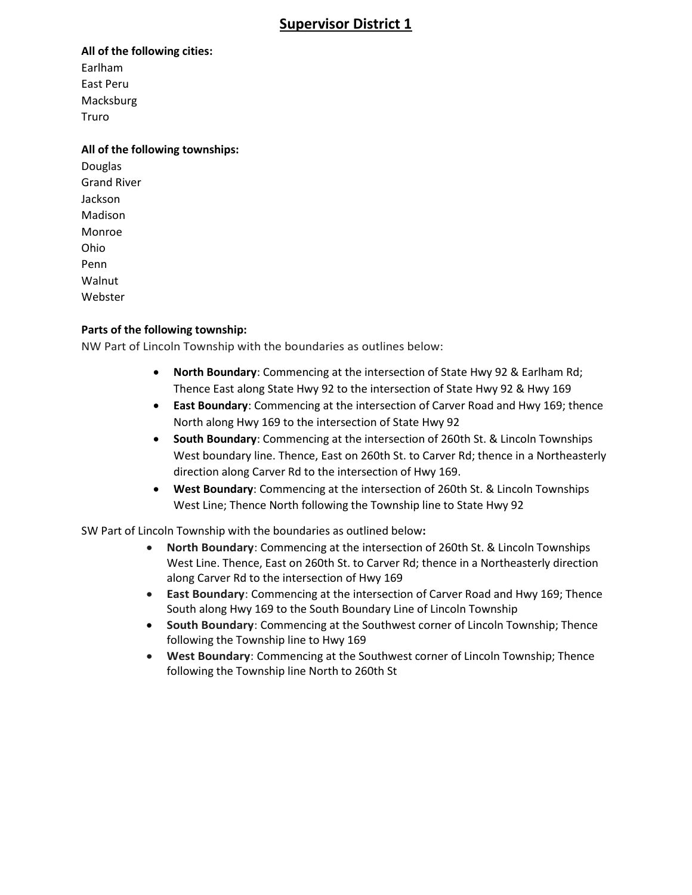# Supervisor District 1

**All of the following cities:**

Earlham
East Peru
Macksburg
Truro

**All of the following townships:**

Douglas
Grand River
Jackson
Madison
Monroe
Ohio
Penn
Walnut
Webster

**Parts of the following township:**

NW Part of Lincoln Township with the boundaries as outlines below:

- **North Boundary**: Commencing at the intersection of State Hwy 92 & Earlham Rd; Thence East along State Hwy 92 to the intersection of State Hwy 92 & Hwy 169
- **East Boundary**: Commencing at the intersection of Carver Road and Hwy 169; thence North along Hwy 169 to the intersection of State Hwy 92
- **South Boundary**: Commencing at the intersection of 260th St. & Lincoln Townships West boundary line. Thence, East on 260th St. to Carver Rd; thence in a Northeasterly direction along Carver Rd to the intersection of Hwy 169.
- **West Boundary**: Commencing at the intersection of 260th St. & Lincoln Townships West Line; Thence North following the Township line to State Hwy 92

SW Part of Lincoln Township with the boundaries as outlined below**:**

- **North Boundary**: Commencing at the intersection of 260th St. & Lincoln Townships West Line. Thence, East on 260th St. to Carver Rd; thence in a Northeasterly direction along Carver Rd to the intersection of Hwy 169
- **East Boundary**: Commencing at the intersection of Carver Road and Hwy 169; Thence South along Hwy 169 to the South Boundary Line of Lincoln Township
- **South Boundary**: Commencing at the Southwest corner of Lincoln Township; Thence following the Township line to Hwy 169
- **West Boundary**: Commencing at the Southwest corner of Lincoln Township; Thence following the Township line North to 260th St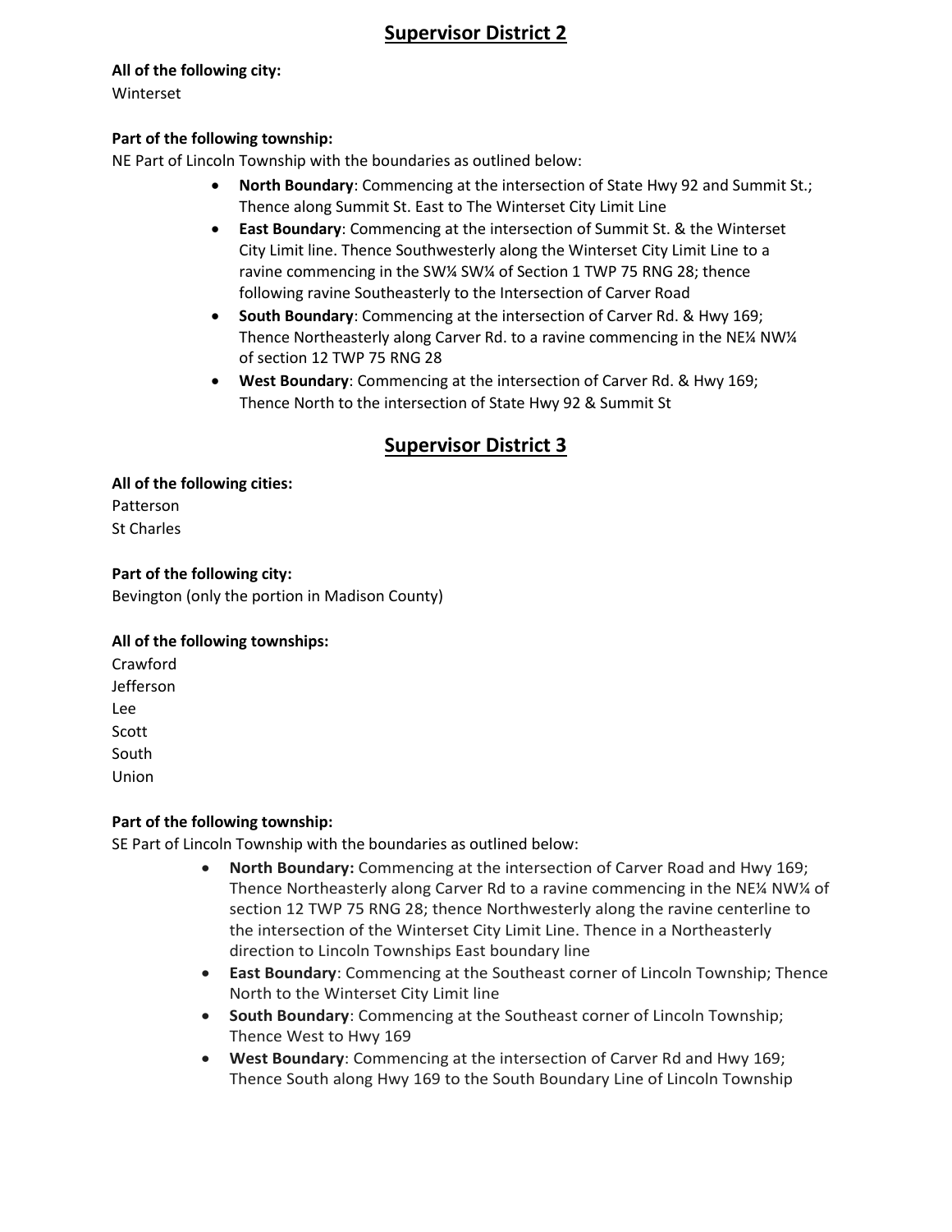## Supervisor District 2

**All of the following city:**
Winterset

**Part of the following township:**
NE Part of Lincoln Township with the boundaries as outlined below:

- **North Boundary**: Commencing at the intersection of State Hwy 92 and Summit St.; Thence along Summit St. East to The Winterset City Limit Line
- **East Boundary**: Commencing at the intersection of Summit St. & the Winterset City Limit line. Thence Southwesterly along the Winterset City Limit Line to a ravine commencing in the SW¼ SW¼ of Section 1 TWP 75 RNG 28; thence following ravine Southeasterly to the Intersection of Carver Road
- **South Boundary**: Commencing at the intersection of Carver Rd. & Hwy 169; Thence Northeasterly along Carver Rd. to a ravine commencing in the NE¼ NW¼ of section 12 TWP 75 RNG 28
- **West Boundary**: Commencing at the intersection of Carver Rd. & Hwy 169; Thence North to the intersection of State Hwy 92 & Summit St

## Supervisor District 3

**All of the following cities:**
Patterson
St Charles

**Part of the following city:**
Bevington (only the portion in Madison County)

**All of the following townships:**
Crawford
Jefferson
Lee
Scott
South
Union

**Part of the following township:**
SE Part of Lincoln Township with the boundaries as outlined below:

- **North Boundary:** Commencing at the intersection of Carver Road and Hwy 169; Thence Northeasterly along Carver Rd to a ravine commencing in the NE¼ NW¼ of section 12 TWP 75 RNG 28; thence Northwesterly along the ravine centerline to the intersection of the Winterset City Limit Line. Thence in a Northeasterly direction to Lincoln Townships East boundary line
- **East Boundary**: Commencing at the Southeast corner of Lincoln Township; Thence North to the Winterset City Limit line
- **South Boundary**: Commencing at the Southeast corner of Lincoln Township; Thence West to Hwy 169
- **West Boundary**: Commencing at the intersection of Carver Rd and Hwy 169; Thence South along Hwy 169 to the South Boundary Line of Lincoln Township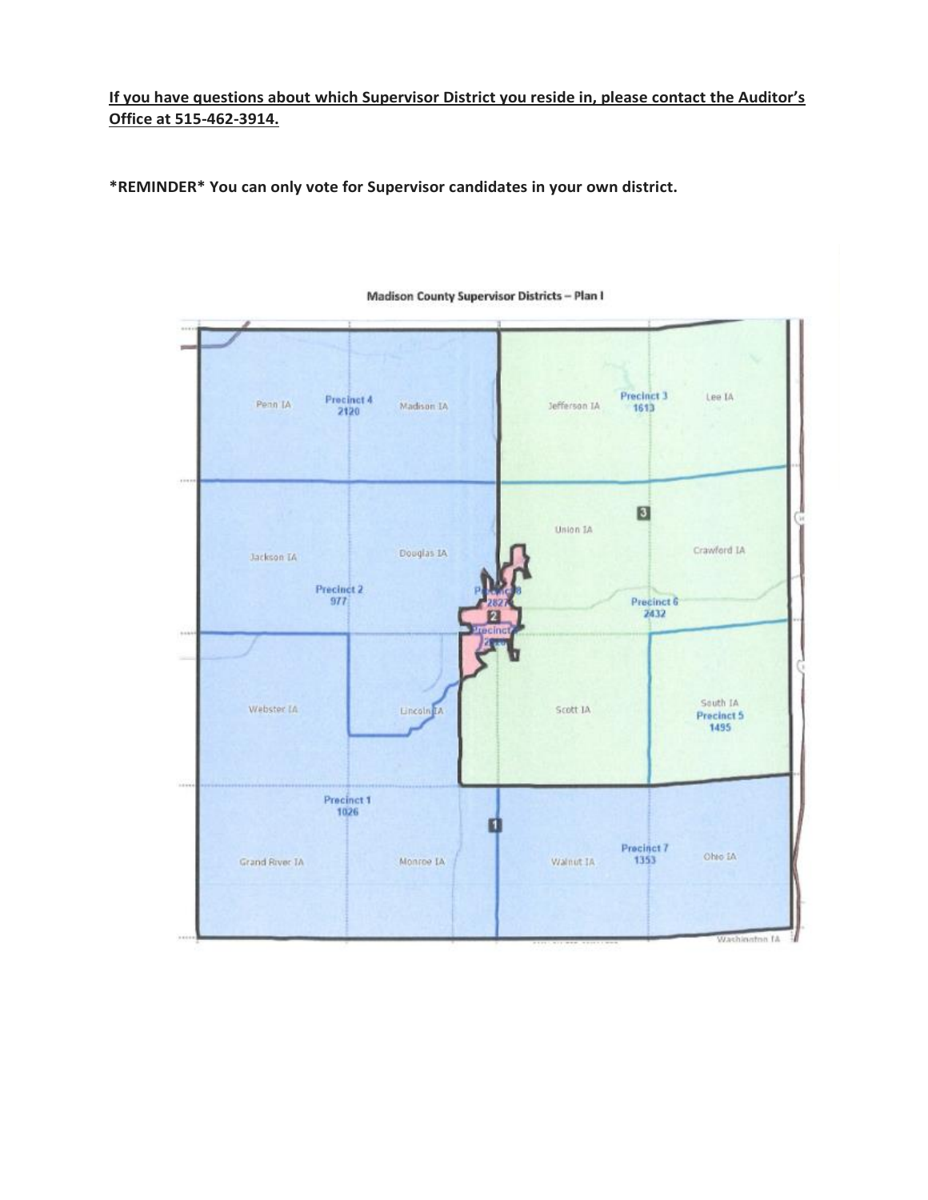**<u>If you have questions about which Supervisor District you reside in, please contact the Auditor's Office at 515-462-3914.</u>**

**\*REMINDER\* You can only vote for Supervisor candidates in your own district.**

Madison County Supervisor Districts – Plan I

Penn IA

Precinct 4
2120

Madison IA

Jefferson IA

Precinct 3
1613

Lee IA

3

Union IA

Crawford IA

Jackson IA

Douglas IA

Precinct 2
977

Precinct 8
2827

2

Precinct
2

Precinct 6
2432

Webster IA

Lincoln IA

Scott IA

South IA
Precinct 5
1495

Precinct 1
1026

1

Grand River IA

Monroe IA

Walnut IA

Precinct 7
1353

Ohio IA

Washington IA